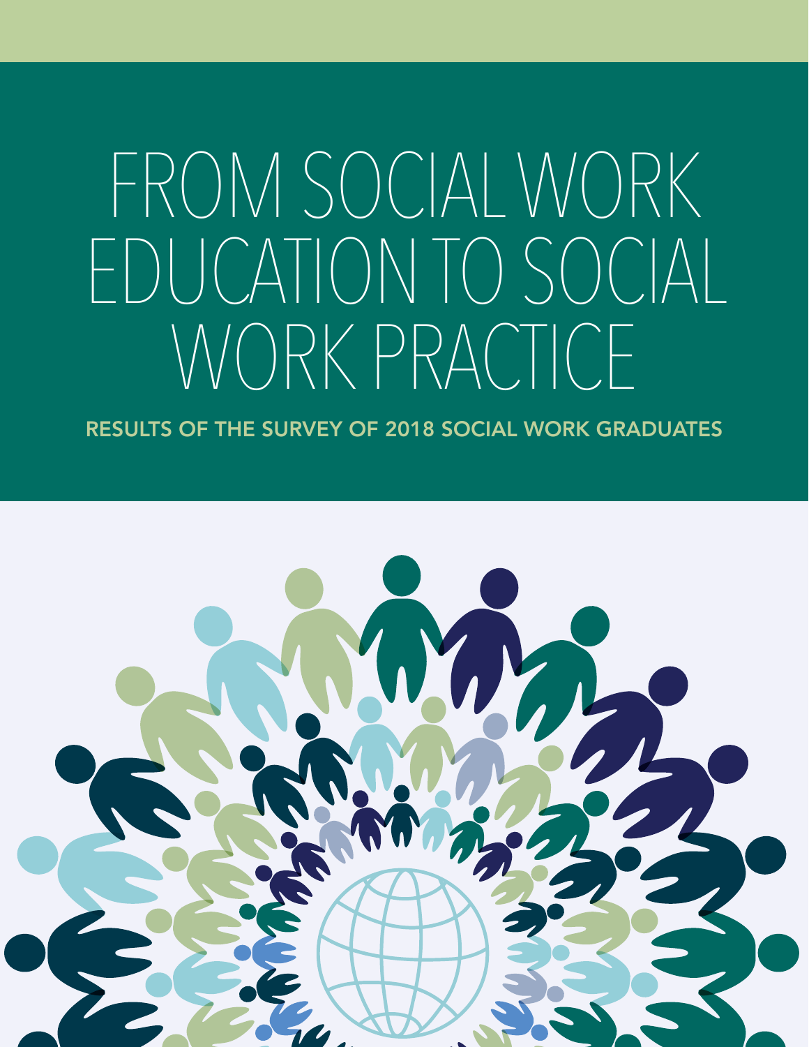# FROM SOCIAL WORK EDUCATION TO SOCIAL WORK PRACTICE

## RESULTS OF THE SURVEY OF 2018 SOCIAL WORK GRADUATES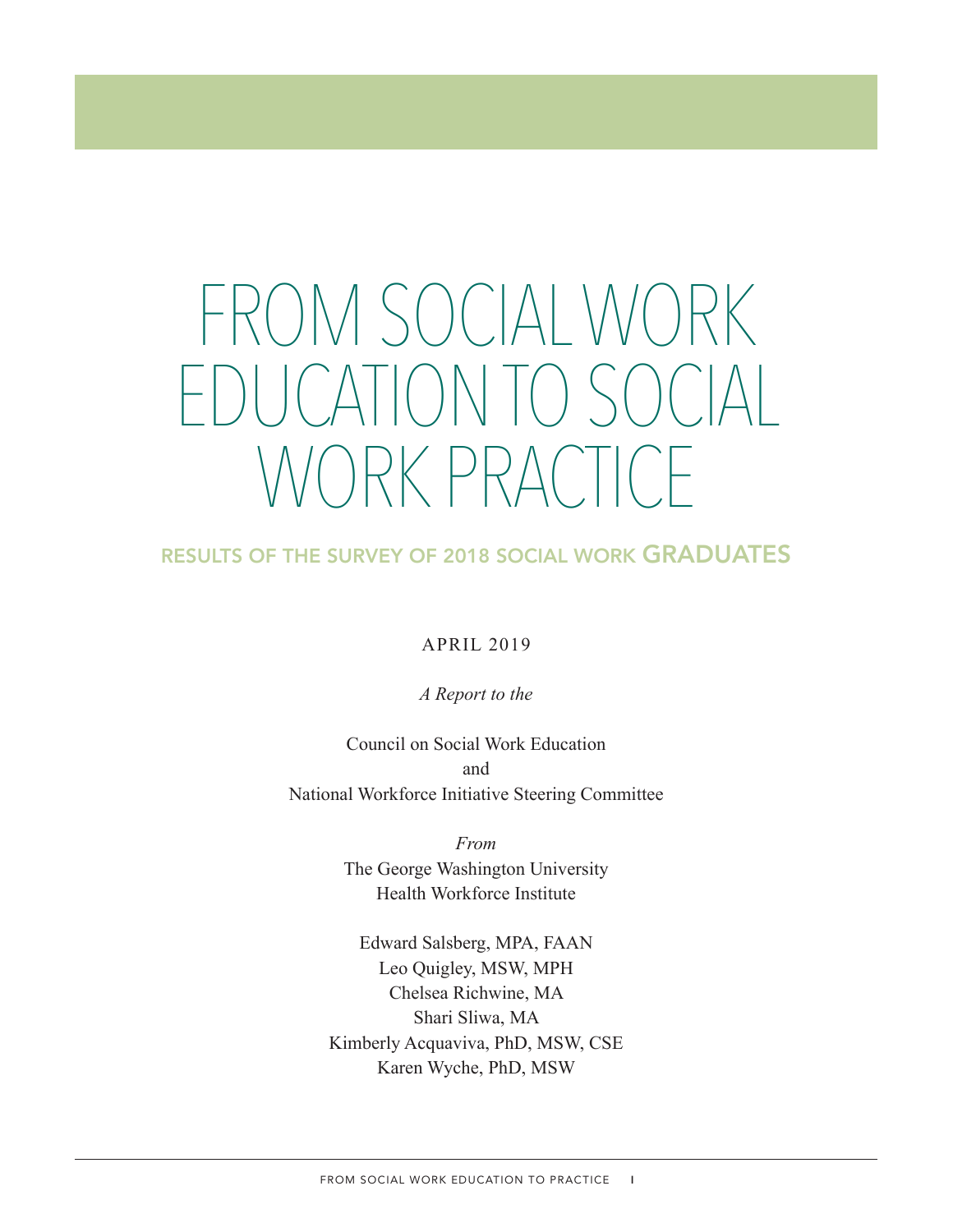# FROM SOCIAL WORK EDUCATION TO SOCIAL WORK PRACTICE

## RESULTS OF THE SURVEY OF 2018 SOCIAL WORK GRADUATES

APRIL 2019

*A Report to the*

Council on Social Work Education
and
National Workforce Initiative Steering Committee

*From*
The George Washington University
Health Workforce Institute

Edward Salsberg, MPA, FAAN
Leo Quigley, MSW, MPH
Chelsea Richwine, MA
Shari Sliwa, MA
Kimberly Acquaviva, PhD, MSW, CSE
Karen Wyche, PhD, MSW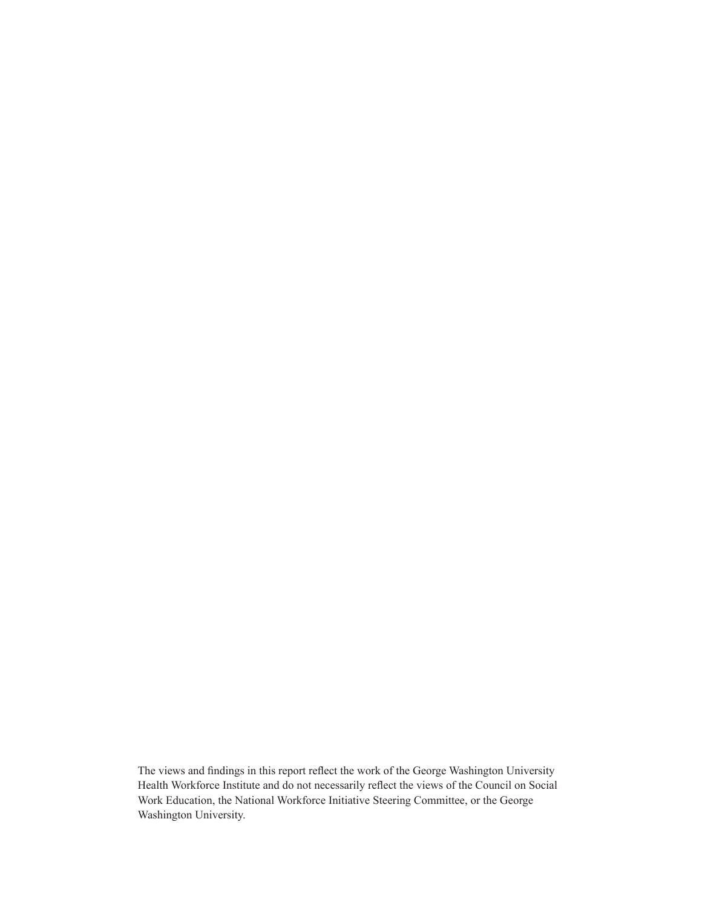The views and findings in this report reflect the work of the George Washington University Health Workforce Institute and do not necessarily reflect the views of the Council on Social Work Education, the National Workforce Initiative Steering Committee, or the George Washington University.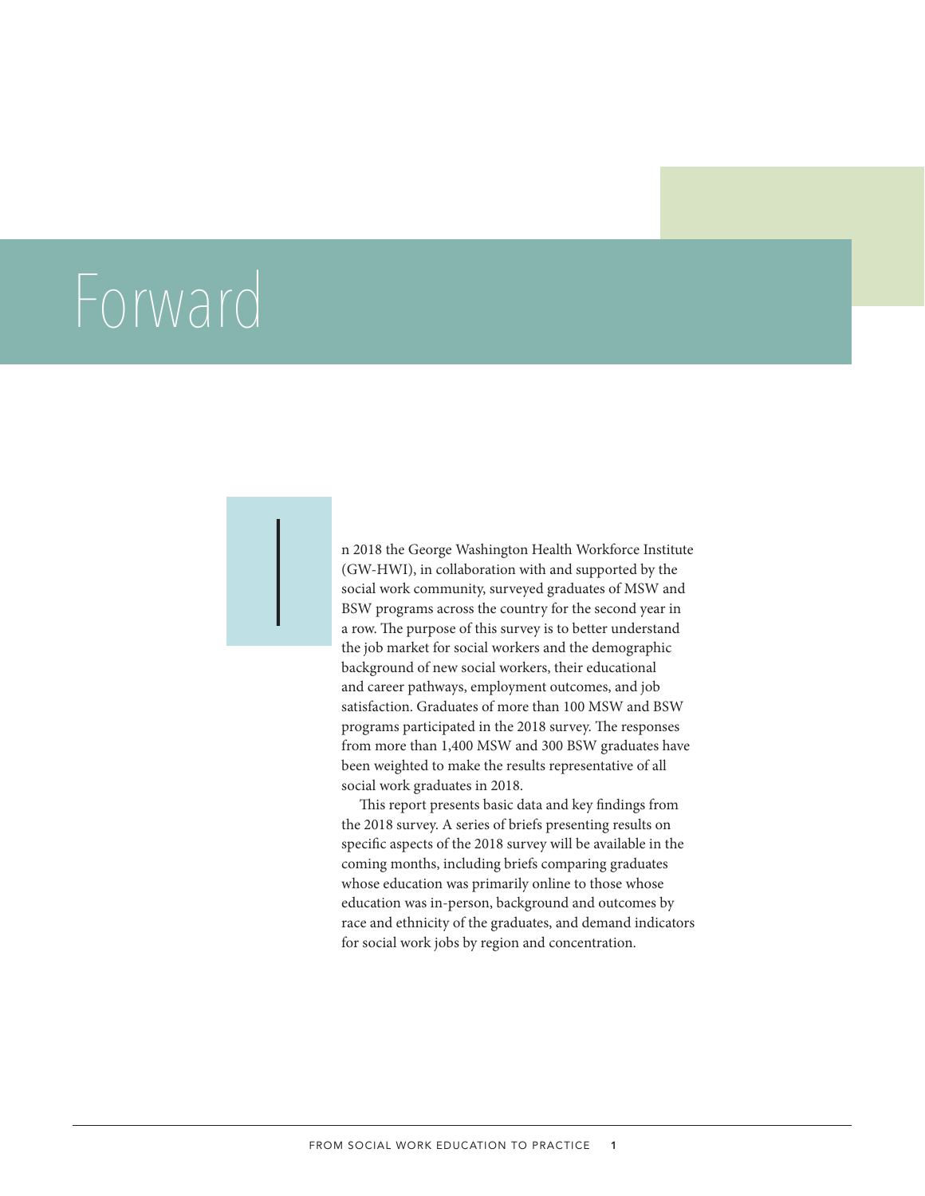# Forward

In 2018 the George Washington Health Workforce Institute (GW-HWI), in collaboration with and supported by the social work community, surveyed graduates of MSW and BSW programs across the country for the second year in a row. The purpose of this survey is to better understand the job market for social workers and the demographic background of new social workers, their educational and career pathways, employment outcomes, and job satisfaction. Graduates of more than 100 MSW and BSW programs participated in the 2018 survey. The responses from more than 1,400 MSW and 300 BSW graduates have been weighted to make the results representative of all social work graduates in 2018.

This report presents basic data and key findings from the 2018 survey. A series of briefs presenting results on specific aspects of the 2018 survey will be available in the coming months, including briefs comparing graduates whose education was primarily online to those whose education was in-person, background and outcomes by race and ethnicity of the graduates, and demand indicators for social work jobs by region and concentration.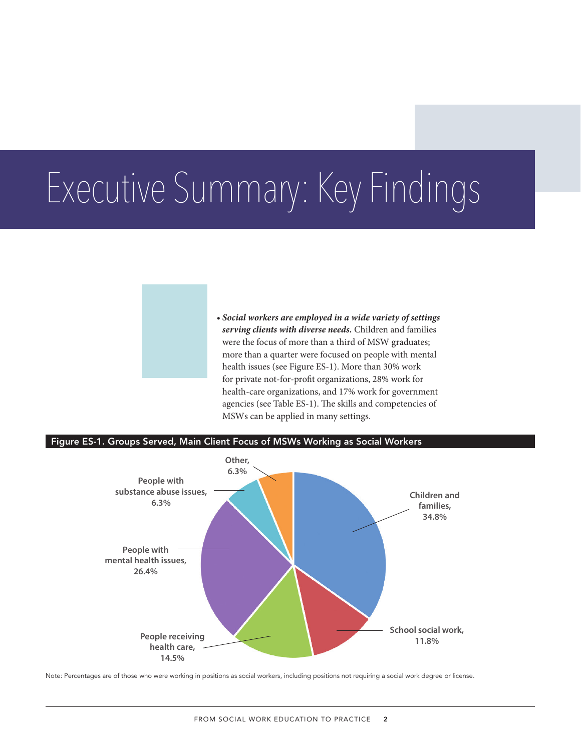# Executive Summary: Key Findings

- ***Social workers are employed in a wide variety of settings serving clients with diverse needs.*** Children and families were the focus of more than a third of MSW graduates; more than a quarter were focused on people with mental health issues (see Figure ES-1). More than 30% work for private not-for-profit organizations, 28% work for health-care organizations, and 17% work for government agencies (see Table ES-1). The skills and competencies of MSWs can be applied in many settings.

**Figure ES-1. Groups Served, Main Client Focus of MSWs Working as Social Workers**

| Group | Percentage |
|---|---|
| Children and families | 34.8% |
| School social work | 11.8% |
| People receiving health care | 14.5% |
| People with mental health issues | 26.4% |
| People with substance abuse issues | 6.3% |
| Other | 6.3% |

Note: Percentages are of those who were working in positions as social workers, including positions not requiring a social work degree or license.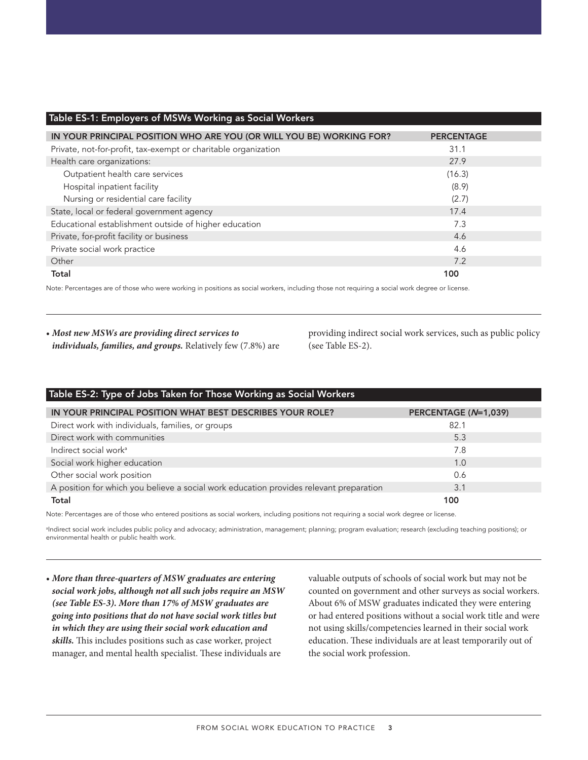**Table ES-1: Employers of MSWs Working as Social Workers**

| IN YOUR PRINCIPAL POSITION WHO ARE YOU (OR WILL YOU BE) WORKING FOR? | PERCENTAGE |
|---|---|
| Private, not-for-profit, tax-exempt or charitable organization | 31.1 |
| Health care organizations: | 27.9 |
| Outpatient health care services | (16.3) |
| Hospital inpatient facility | (8.9) |
| Nursing or residential care facility | (2.7) |
| State, local or federal government agency | 17.4 |
| Educational establishment outside of higher education | 7.3 |
| Private, for-profit facility or business | 4.6 |
| Private social work practice | 4.6 |
| Other | 7.2 |
| **Total** | **100** |

Note: Percentages are of those who were working in positions as social workers, including those not requiring a social work degree or license.

- ***Most new MSWs are providing direct services to individuals, families, and groups.*** Relatively few (7.8%) are providing indirect social work services, such as public policy (see Table ES-2).

**Table ES-2: Type of Jobs Taken for Those Working as Social Workers**

| IN YOUR PRINCIPAL POSITION WHAT BEST DESCRIBES YOUR ROLE? | PERCENTAGE (*N*=1,039) |
|---|---|
| Direct work with individuals, families, or groups | 82.1 |
| Direct work with communities | 5.3 |
| Indirect social work[a] | 7.8 |
| Social work higher education | 1.0 |
| Other social work position | 0.6 |
| A position for which you believe a social work education provides relevant preparation | 3.1 |
| **Total** | **100** |

Note: Percentages are of those who entered positions as social workers, including positions not requiring a social work degree or license.

[a]Indirect social work includes public policy and advocacy; administration, management; planning; program evaluation; research (excluding teaching positions); or environmental health or public health work.

- ***More than three-quarters of MSW graduates are entering social work jobs, although not all such jobs require an MSW (see Table ES-3). More than 17% of MSW graduates are going into positions that do not have social work titles but in which they are using their social work education and skills.*** This includes positions such as case worker, project manager, and mental health specialist. These individuals are valuable outputs of schools of social work but may not be counted on government and other surveys as social workers. About 6% of MSW graduates indicated they were entering or had entered positions without a social work title and were not using skills/competencies learned in their social work education. These individuals are at least temporarily out of the social work profession.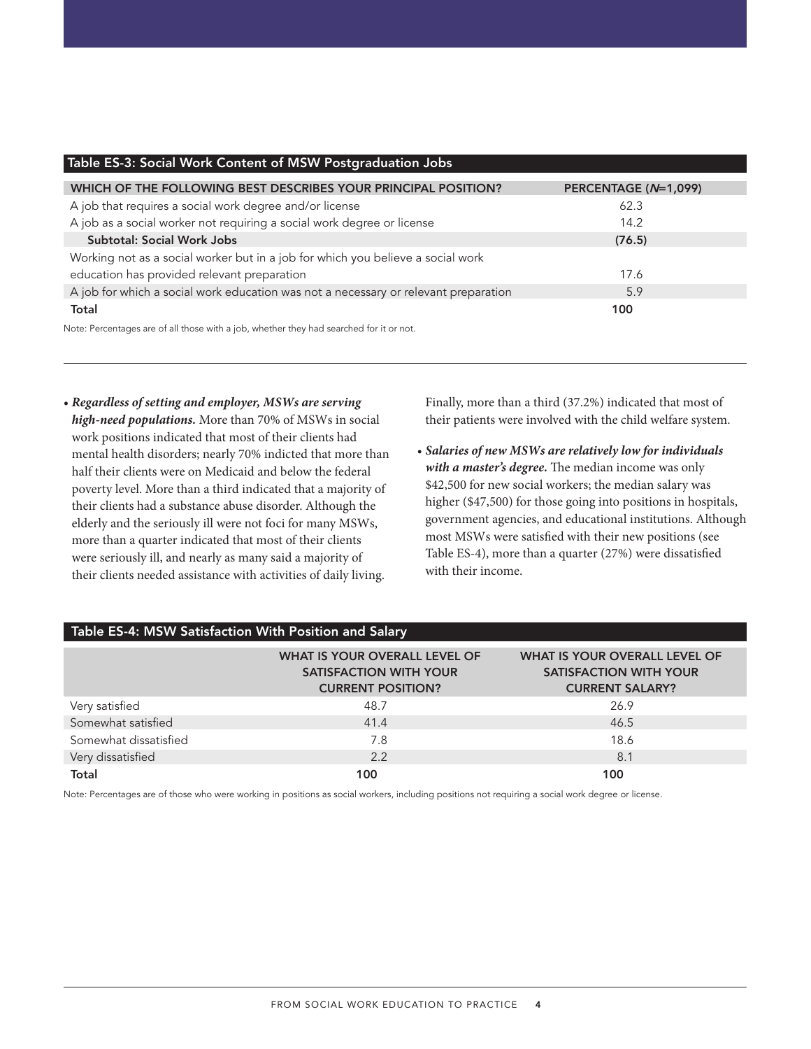**Table ES-3: Social Work Content of MSW Postgraduation Jobs**

| WHICH OF THE FOLLOWING BEST DESCRIBES YOUR PRINCIPAL POSITION? | PERCENTAGE (*N*=1,099) |
|---|---|
| A job that requires a social work degree and/or license | 62.3 |
| A job as a social worker not requiring a social work degree or license | 14.2 |
| **Subtotal: Social Work Jobs** | **(76.5)** |
| Working not as a social worker but in a job for which you believe a social work education has provided relevant preparation | 17.6 |
| A job for which a social work education was not a necessary or relevant preparation | 5.9 |
| **Total** | **100** |

Note: Percentages are of all those with a job, whether they had searched for it or not.

- ***Regardless of setting and employer, MSWs are serving high-need populations.*** More than 70% of MSWs in social work positions indicated that most of their clients had mental health disorders; nearly 70% indicted that more than half their clients were on Medicaid and below the federal poverty level. More than a third indicated that a majority of their clients had a substance abuse disorder. Although the elderly and the seriously ill were not foci for many MSWs, more than a quarter indicated that most of their clients were seriously ill, and nearly as many said a majority of their clients needed assistance with activities of daily living. Finally, more than a third (37.2%) indicated that most of their patients were involved with the child welfare system.
- ***Salaries of new MSWs are relatively low for individuals with a master's degree.*** The median income was only $42,500 for new social workers; the median salary was higher ($47,500) for those going into positions in hospitals, government agencies, and educational institutions. Although most MSWs were satisfied with their new positions (see Table ES-4), more than a quarter (27%) were dissatisfied with their income.

**Table ES-4: MSW Satisfaction With Position and Salary**

| | WHAT IS YOUR OVERALL LEVEL OF SATISFACTION WITH YOUR CURRENT POSITION? | WHAT IS YOUR OVERALL LEVEL OF SATISFACTION WITH YOUR CURRENT SALARY? |
|---|---|---|
| Very satisfied | 48.7 | 26.9 |
| Somewhat satisfied | 41.4 | 46.5 |
| Somewhat dissatisfied | 7.8 | 18.6 |
| Very dissatisfied | 2.2 | 8.1 |
| **Total** | **100** | **100** |

Note: Percentages are of those who were working in positions as social workers, including positions not requiring a social work degree or license.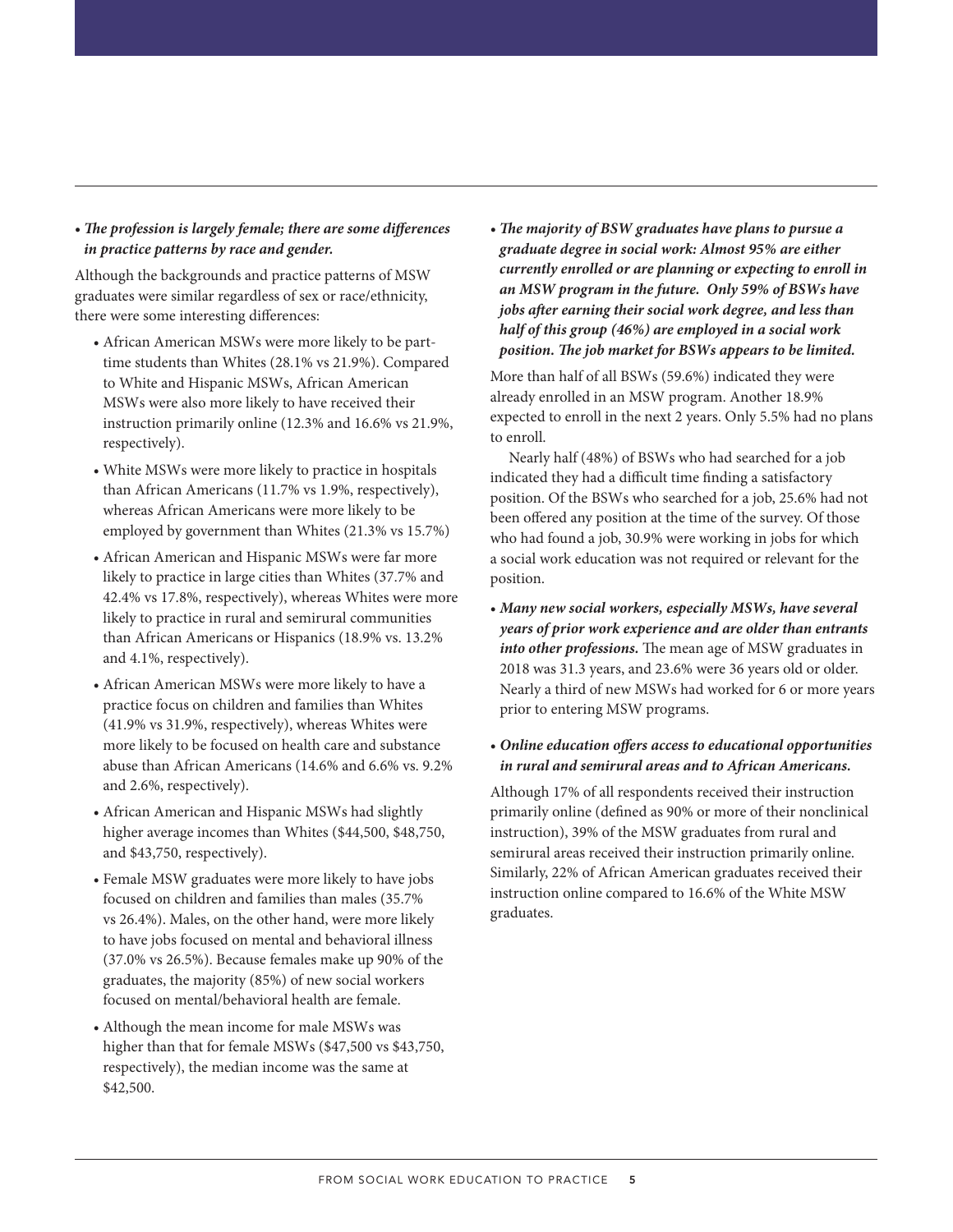- ***The profession is largely female; there are some differences in practice patterns by race and gender.***

Although the backgrounds and practice patterns of MSW graduates were similar regardless of sex or race/ethnicity, there were some interesting differences:

- African American MSWs were more likely to be part-time students than Whites (28.1% vs 21.9%). Compared to White and Hispanic MSWs, African American MSWs were also more likely to have received their instruction primarily online (12.3% and 16.6% vs 21.9%, respectively).
- White MSWs were more likely to practice in hospitals than African Americans (11.7% vs 1.9%, respectively), whereas African Americans were more likely to be employed by government than Whites (21.3% vs 15.7%)
- African American and Hispanic MSWs were far more likely to practice in large cities than Whites (37.7% and 42.4% vs 17.8%, respectively), whereas Whites were more likely to practice in rural and semirural communities than African Americans or Hispanics (18.9% vs. 13.2% and 4.1%, respectively).
- African American MSWs were more likely to have a practice focus on children and families than Whites (41.9% vs 31.9%, respectively), whereas Whites were more likely to be focused on health care and substance abuse than African Americans (14.6% and 6.6% vs. 9.2% and 2.6%, respectively).
- African American and Hispanic MSWs had slightly higher average incomes than Whites ($44,500, $48,750, and $43,750, respectively).
- Female MSW graduates were more likely to have jobs focused on children and families than males (35.7% vs 26.4%). Males, on the other hand, were more likely to have jobs focused on mental and behavioral illness (37.0% vs 26.5%). Because females make up 90% of the graduates, the majority (85%) of new social workers focused on mental/behavioral health are female.
- Although the mean income for male MSWs was higher than that for female MSWs ($47,500 vs $43,750, respectively), the median income was the same at $42,500.

- ***The majority of BSW graduates have plans to pursue a graduate degree in social work: Almost 95% are either currently enrolled or are planning or expecting to enroll in an MSW program in the future. Only 59% of BSWs have jobs after earning their social work degree, and less than half of this group (46%) are employed in a social work position. The job market for BSWs appears to be limited.***

More than half of all BSWs (59.6%) indicated they were already enrolled in an MSW program. Another 18.9% expected to enroll in the next 2 years. Only 5.5% had no plans to enroll.

Nearly half (48%) of BSWs who had searched for a job indicated they had a difficult time finding a satisfactory position. Of the BSWs who searched for a job, 25.6% had not been offered any position at the time of the survey. Of those who had found a job, 30.9% were working in jobs for which a social work education was not required or relevant for the position.

- ***Many new social workers, especially MSWs, have several years of prior work experience and are older than entrants into other professions.*** The mean age of MSW graduates in 2018 was 31.3 years, and 23.6% were 36 years old or older. Nearly a third of new MSWs had worked for 6 or more years prior to entering MSW programs.

- ***Online education offers access to educational opportunities in rural and semirural areas and to African Americans.***

Although 17% of all respondents received their instruction primarily online (defined as 90% or more of their nonclinical instruction), 39% of the MSW graduates from rural and semirural areas received their instruction primarily online. Similarly, 22% of African American graduates received their instruction online compared to 16.6% of the White MSW graduates.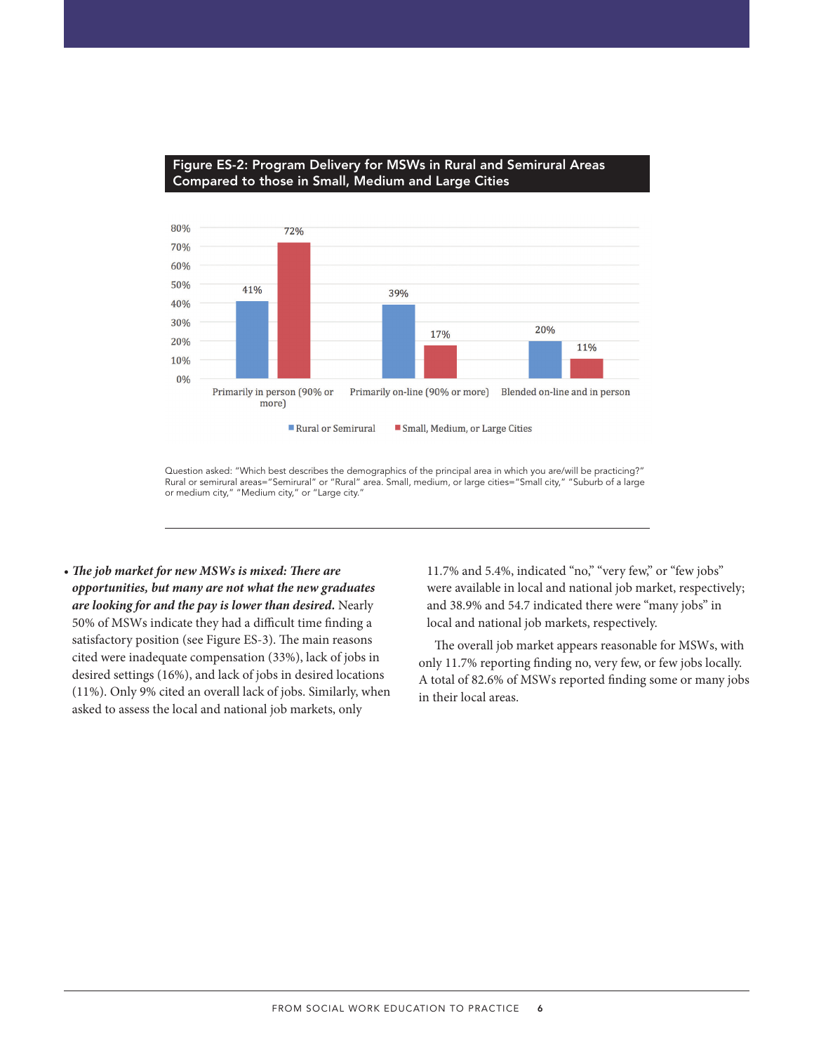**Figure ES-2: Program Delivery for MSWs in Rural and Semirural Areas Compared to those in Small, Medium and Large Cities**

| | Rural or Semirural | Small, Medium, or Large Cities |
|---|---|---|
| Primarily in person (90% or more) | 41% | 72% |
| Primarily on-line (90% or more) | 39% | 17% |
| Blended on-line and in person | 20% | 11% |

Question asked: "Which best describes the demographics of the principal area in which you are/will be practicing?" Rural or semirural areas="Semirural" or "Rural" area. Small, medium, or large cities="Small city," "Suburb of a large or medium city," "Medium city," or "Large city."

- ***The job market for new MSWs is mixed: There are opportunities, but many are not what the new graduates are looking for and the pay is lower than desired.*** Nearly 50% of MSWs indicate they had a difficult time finding a satisfactory position (see Figure ES-3). The main reasons cited were inadequate compensation (33%), lack of jobs in desired settings (16%), and lack of jobs in desired locations (11%). Only 9% cited an overall lack of jobs. Similarly, when asked to assess the local and national job markets, only 11.7% and 5.4%, indicated "no," "very few," or "few jobs" were available in local and national job market, respectively; and 38.9% and 54.7 indicated there were "many jobs" in local and national job markets, respectively.

The overall job market appears reasonable for MSWs, with only 11.7% reporting finding no, very few, or few jobs locally. A total of 82.6% of MSWs reported finding some or many jobs in their local areas.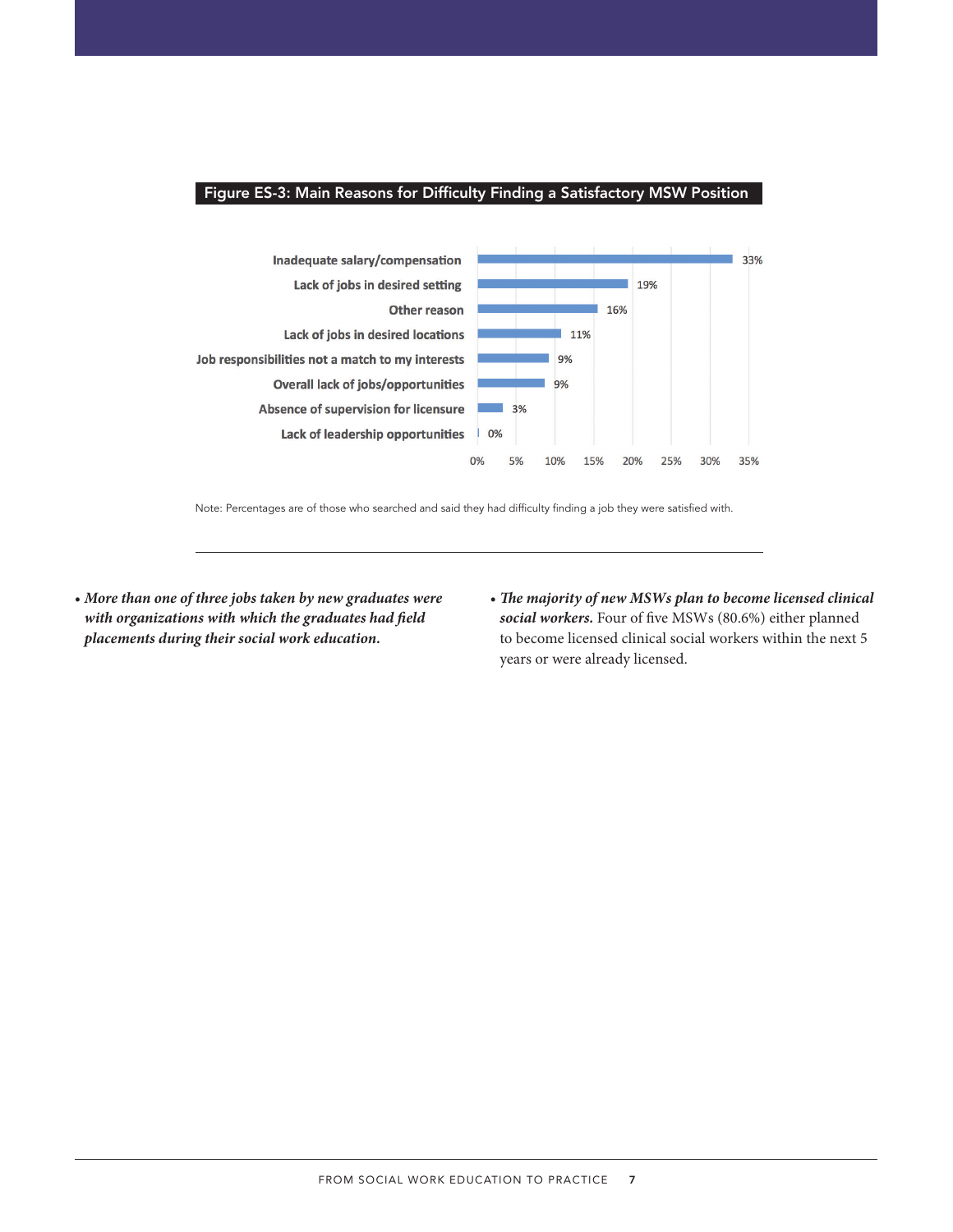**Figure ES-3: Main Reasons for Difficulty Finding a Satisfactory MSW Position**

| Reason | Percentage |
|---|---|
| Inadequate salary/compensation | 33% |
| Lack of jobs in desired setting | 19% |
| Other reason | 16% |
| Lack of jobs in desired locations | 11% |
| Job responsibilities not a match to my interests | 9% |
| Overall lack of jobs/opportunities | 9% |
| Absence of supervision for licensure | 3% |
| Lack of leadership opportunities | 0% |

Note: Percentages are of those who searched and said they had difficulty finding a job they were satisfied with.

- ***More than one of three jobs taken by new graduates were with organizations with which the graduates had field placements during their social work education.***
- ***The majority of new MSWs plan to become licensed clinical social workers.*** Four of five MSWs (80.6%) either planned to become licensed clinical social workers within the next 5 years or were already licensed.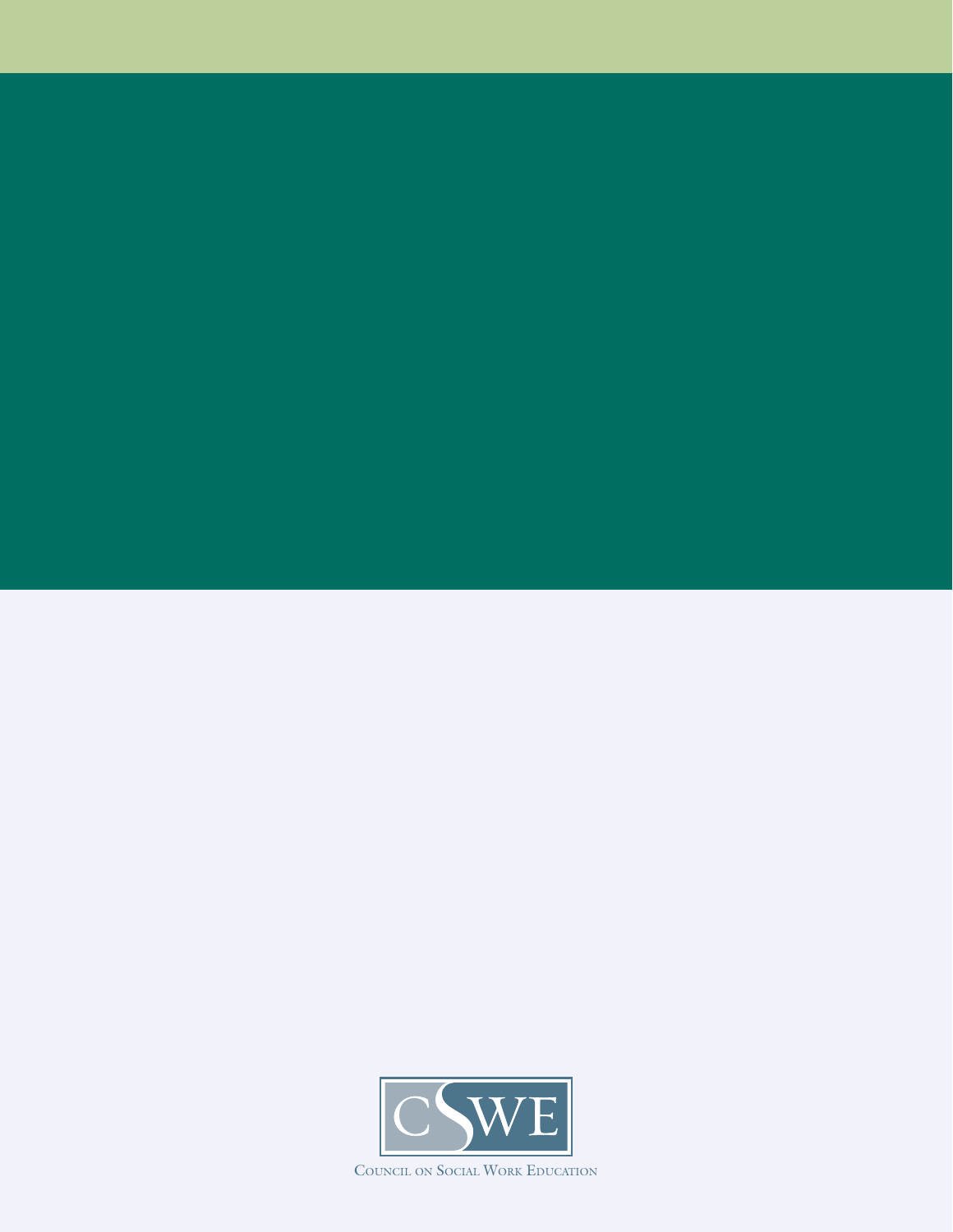CSWE

Council on Social Work Education